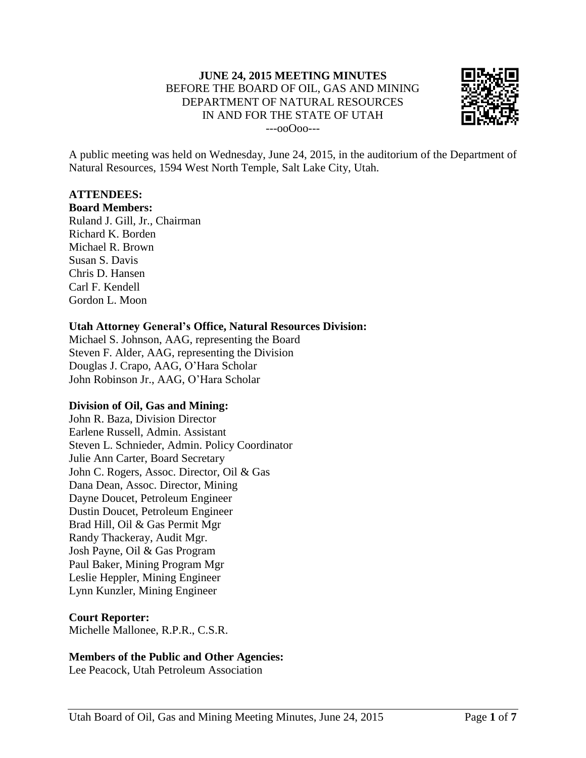**JUNE 24, 2015 MEETING MINUTES**
BEFORE THE BOARD OF OIL, GAS AND MINING
DEPARTMENT OF NATURAL RESOURCES
IN AND FOR THE STATE OF UTAH
---ooOoo---

A public meeting was held on Wednesday, June 24, 2015, in the auditorium of the Department of Natural Resources, 1594 West North Temple, Salt Lake City, Utah.

**ATTENDEES:**

**Board Members:**
Ruland J. Gill, Jr., Chairman
Richard K. Borden
Michael R. Brown
Susan S. Davis
Chris D. Hansen
Carl F. Kendell
Gordon L. Moon

**Utah Attorney General's Office, Natural Resources Division:**
Michael S. Johnson, AAG, representing the Board
Steven F. Alder, AAG, representing the Division
Douglas J. Crapo, AAG, O'Hara Scholar
John Robinson Jr., AAG, O'Hara Scholar

**Division of Oil, Gas and Mining:**
John R. Baza, Division Director
Earlene Russell, Admin. Assistant
Steven L. Schnieder, Admin. Policy Coordinator
Julie Ann Carter, Board Secretary
John C. Rogers, Assoc. Director, Oil & Gas
Dana Dean, Assoc. Director, Mining
Dayne Doucet, Petroleum Engineer
Dustin Doucet, Petroleum Engineer
Brad Hill, Oil & Gas Permit Mgr
Randy Thackeray, Audit Mgr.
Josh Payne, Oil & Gas Program
Paul Baker, Mining Program Mgr
Leslie Heppler, Mining Engineer
Lynn Kunzler, Mining Engineer

**Court Reporter:**
Michelle Mallonee, R.P.R., C.S.R.

**Members of the Public and Other Agencies:**
Lee Peacock, Utah Petroleum Association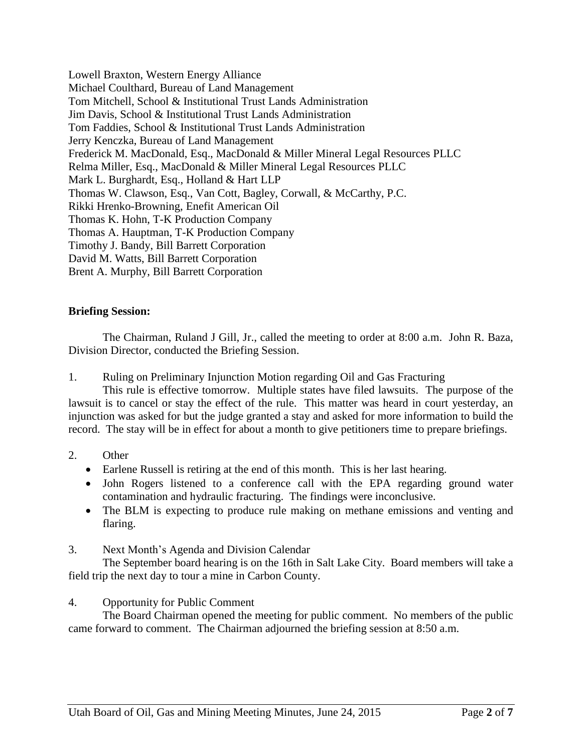Lowell Braxton, Western Energy Alliance
Michael Coulthard, Bureau of Land Management
Tom Mitchell, School & Institutional Trust Lands Administration
Jim Davis, School & Institutional Trust Lands Administration
Tom Faddies, School & Institutional Trust Lands Administration
Jerry Kenczka, Bureau of Land Management
Frederick M. MacDonald, Esq., MacDonald & Miller Mineral Legal Resources PLLC
Relma Miller, Esq., MacDonald & Miller Mineral Legal Resources PLLC
Mark L. Burghardt, Esq., Holland & Hart LLP
Thomas W. Clawson, Esq., Van Cott, Bagley, Corwall, & McCarthy, P.C.
Rikki Hrenko-Browning, Enefit American Oil
Thomas K. Hohn, T-K Production Company
Thomas A. Hauptman, T-K Production Company
Timothy J. Bandy, Bill Barrett Corporation
David M. Watts, Bill Barrett Corporation
Brent A. Murphy, Bill Barrett Corporation

**Briefing Session:**

The Chairman, Ruland J Gill, Jr., called the meeting to order at 8:00 a.m. John R. Baza, Division Director, conducted the Briefing Session.

1. Ruling on Preliminary Injunction Motion regarding Oil and Gas Fracturing

   This rule is effective tomorrow. Multiple states have filed lawsuits. The purpose of the lawsuit is to cancel or stay the effect of the rule. This matter was heard in court yesterday, an injunction was asked for but the judge granted a stay and asked for more information to build the record. The stay will be in effect for about a month to give petitioners time to prepare briefings.

2. Other
   - Earlene Russell is retiring at the end of this month. This is her last hearing.
   - John Rogers listened to a conference call with the EPA regarding ground water contamination and hydraulic fracturing. The findings were inconclusive.
   - The BLM is expecting to produce rule making on methane emissions and venting and flaring.

3. Next Month's Agenda and Division Calendar

   The September board hearing is on the 16th in Salt Lake City. Board members will take a field trip the next day to tour a mine in Carbon County.

4. Opportunity for Public Comment

   The Board Chairman opened the meeting for public comment. No members of the public came forward to comment. The Chairman adjourned the briefing session at 8:50 a.m.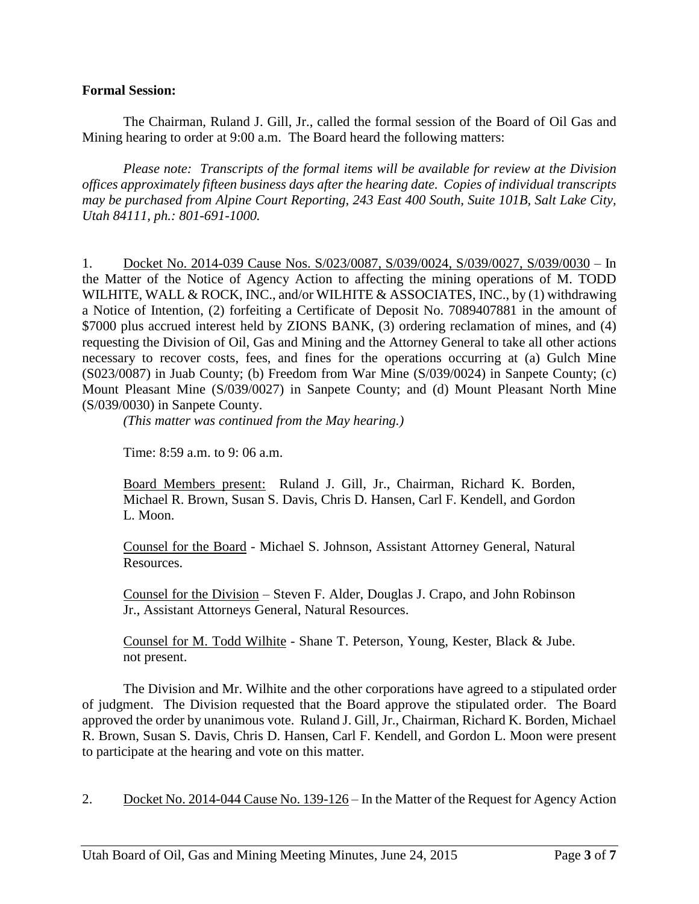**Formal Session:**

The Chairman, Ruland J. Gill, Jr., called the formal session of the Board of Oil Gas and Mining hearing to order at 9:00 a.m. The Board heard the following matters:

*Please note: Transcripts of the formal items will be available for review at the Division offices approximately fifteen business days after the hearing date. Copies of individual transcripts may be purchased from Alpine Court Reporting, 243 East 400 South, Suite 101B, Salt Lake City, Utah 84111, ph.: 801-691-1000.*

1. Docket No. 2014-039 Cause Nos. S/023/0087, S/039/0024, S/039/0027, S/039/0030 – In the Matter of the Notice of Agency Action to affecting the mining operations of M. TODD WILHITE, WALL & ROCK, INC., and/or WILHITE & ASSOCIATES, INC., by (1) withdrawing a Notice of Intention, (2) forfeiting a Certificate of Deposit No. 7089407881 in the amount of \$7000 plus accrued interest held by ZIONS BANK, (3) ordering reclamation of mines, and (4) requesting the Division of Oil, Gas and Mining and the Attorney General to take all other actions necessary to recover costs, fees, and fines for the operations occurring at (a) Gulch Mine (S023/0087) in Juab County; (b) Freedom from War Mine (S/039/0024) in Sanpete County; (c) Mount Pleasant Mine (S/039/0027) in Sanpete County; and (d) Mount Pleasant North Mine (S/039/0030) in Sanpete County.

   *(This matter was continued from the May hearing.)*

   Time: 8:59 a.m. to 9: 06 a.m.

   Board Members present: Ruland J. Gill, Jr., Chairman, Richard K. Borden, Michael R. Brown, Susan S. Davis, Chris D. Hansen, Carl F. Kendell, and Gordon L. Moon.

   Counsel for the Board - Michael S. Johnson, Assistant Attorney General, Natural Resources.

   Counsel for the Division – Steven F. Alder, Douglas J. Crapo, and John Robinson Jr., Assistant Attorneys General, Natural Resources.

   Counsel for M. Todd Wilhite - Shane T. Peterson, Young, Kester, Black & Jube. not present.

   The Division and Mr. Wilhite and the other corporations have agreed to a stipulated order of judgment. The Division requested that the Board approve the stipulated order. The Board approved the order by unanimous vote. Ruland J. Gill, Jr., Chairman, Richard K. Borden, Michael R. Brown, Susan S. Davis, Chris D. Hansen, Carl F. Kendell, and Gordon L. Moon were present to participate at the hearing and vote on this matter.

2. Docket No. 2014-044 Cause No. 139-126 – In the Matter of the Request for Agency Action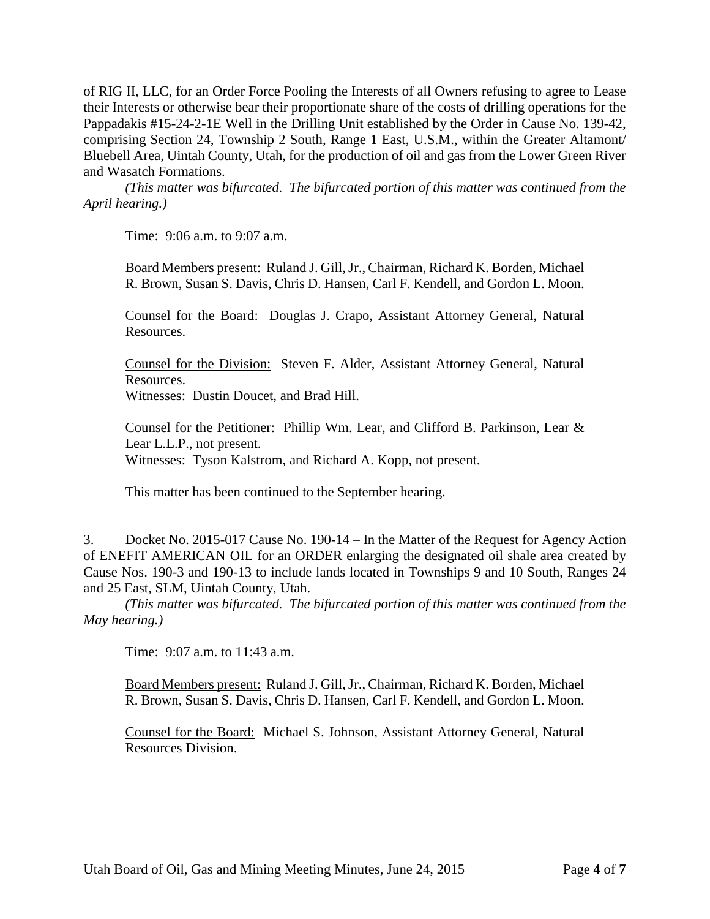of RIG II, LLC, for an Order Force Pooling the Interests of all Owners refusing to agree to Lease their Interests or otherwise bear their proportionate share of the costs of drilling operations for the Pappadakis #15-24-2-1E Well in the Drilling Unit established by the Order in Cause No. 139-42, comprising Section 24, Township 2 South, Range 1 East, U.S.M., within the Greater Altamont/ Bluebell Area, Uintah County, Utah, for the production of oil and gas from the Lower Green River and Wasatch Formations.

*(This matter was bifurcated. The bifurcated portion of this matter was continued from the April hearing.)*

Time: 9:06 a.m. to 9:07 a.m.

Board Members present: Ruland J. Gill, Jr., Chairman, Richard K. Borden, Michael R. Brown, Susan S. Davis, Chris D. Hansen, Carl F. Kendell, and Gordon L. Moon.

Counsel for the Board: Douglas J. Crapo, Assistant Attorney General, Natural Resources.

Counsel for the Division: Steven F. Alder, Assistant Attorney General, Natural Resources.
Witnesses: Dustin Doucet, and Brad Hill.

Counsel for the Petitioner: Phillip Wm. Lear, and Clifford B. Parkinson, Lear & Lear L.L.P., not present.
Witnesses: Tyson Kalstrom, and Richard A. Kopp, not present.

This matter has been continued to the September hearing.

3. Docket No. 2015-017 Cause No. 190-14 – In the Matter of the Request for Agency Action of ENEFIT AMERICAN OIL for an ORDER enlarging the designated oil shale area created by Cause Nos. 190-3 and 190-13 to include lands located in Townships 9 and 10 South, Ranges 24 and 25 East, SLM, Uintah County, Utah.

*(This matter was bifurcated. The bifurcated portion of this matter was continued from the May hearing.)*

Time: 9:07 a.m. to 11:43 a.m.

Board Members present: Ruland J. Gill, Jr., Chairman, Richard K. Borden, Michael R. Brown, Susan S. Davis, Chris D. Hansen, Carl F. Kendell, and Gordon L. Moon.

Counsel for the Board: Michael S. Johnson, Assistant Attorney General, Natural Resources Division.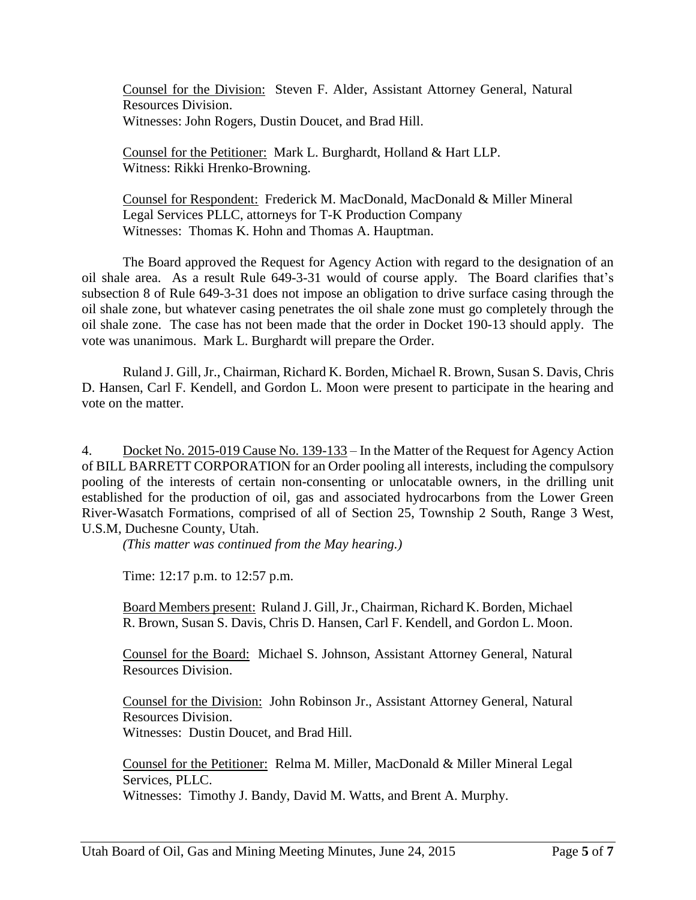Counsel for the Division: Steven F. Alder, Assistant Attorney General, Natural Resources Division.
Witnesses: John Rogers, Dustin Doucet, and Brad Hill.

Counsel for the Petitioner: Mark L. Burghardt, Holland & Hart LLP.
Witness: Rikki Hrenko-Browning.

Counsel for Respondent: Frederick M. MacDonald, MacDonald & Miller Mineral Legal Services PLLC, attorneys for T-K Production Company
Witnesses: Thomas K. Hohn and Thomas A. Hauptman.

The Board approved the Request for Agency Action with regard to the designation of an oil shale area. As a result Rule 649-3-31 would of course apply. The Board clarifies that's subsection 8 of Rule 649-3-31 does not impose an obligation to drive surface casing through the oil shale zone, but whatever casing penetrates the oil shale zone must go completely through the oil shale zone. The case has not been made that the order in Docket 190-13 should apply. The vote was unanimous. Mark L. Burghardt will prepare the Order.

Ruland J. Gill, Jr., Chairman, Richard K. Borden, Michael R. Brown, Susan S. Davis, Chris D. Hansen, Carl F. Kendell, and Gordon L. Moon were present to participate in the hearing and vote on the matter.

4. Docket No. 2015-019 Cause No. 139-133 – In the Matter of the Request for Agency Action of BILL BARRETT CORPORATION for an Order pooling all interests, including the compulsory pooling of the interests of certain non-consenting or unlocatable owners, in the drilling unit established for the production of oil, gas and associated hydrocarbons from the Lower Green River-Wasatch Formations, comprised of all of Section 25, Township 2 South, Range 3 West, U.S.M, Duchesne County, Utah.
*(This matter was continued from the May hearing.)*

Time: 12:17 p.m. to 12:57 p.m.

Board Members present: Ruland J. Gill, Jr., Chairman, Richard K. Borden, Michael R. Brown, Susan S. Davis, Chris D. Hansen, Carl F. Kendell, and Gordon L. Moon.

Counsel for the Board: Michael S. Johnson, Assistant Attorney General, Natural Resources Division.

Counsel for the Division: John Robinson Jr., Assistant Attorney General, Natural Resources Division.
Witnesses: Dustin Doucet, and Brad Hill.

Counsel for the Petitioner: Relma M. Miller, MacDonald & Miller Mineral Legal Services, PLLC.
Witnesses: Timothy J. Bandy, David M. Watts, and Brent A. Murphy.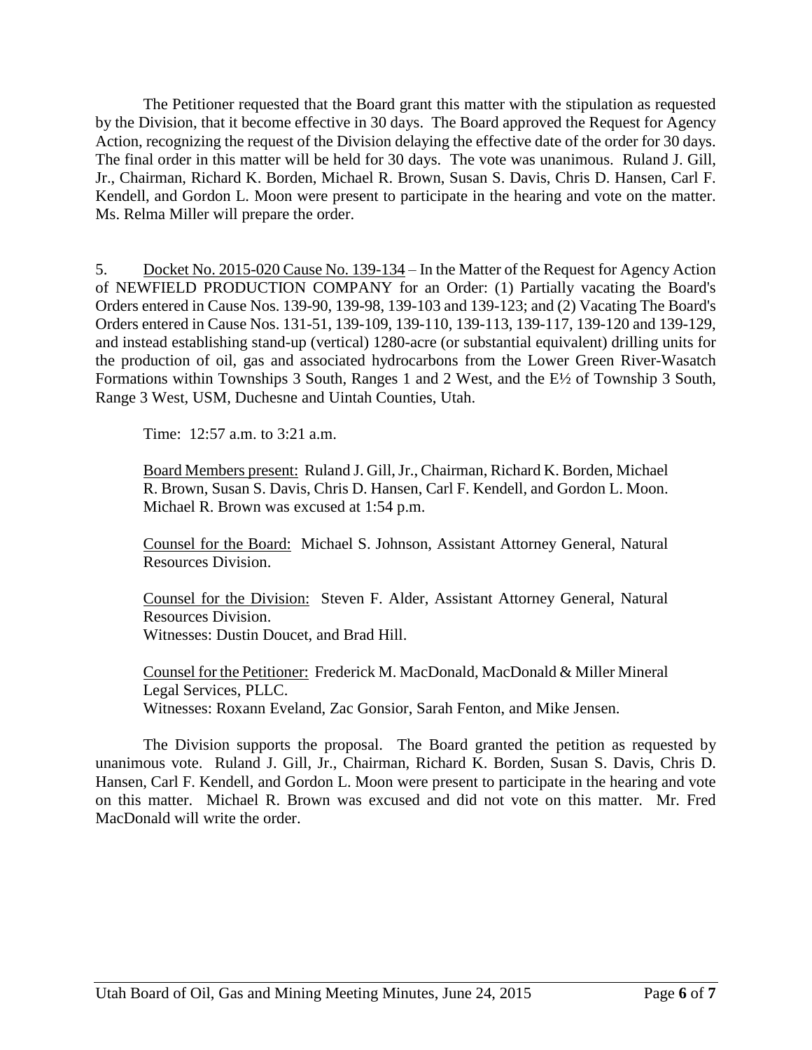The Petitioner requested that the Board grant this matter with the stipulation as requested by the Division, that it become effective in 30 days. The Board approved the Request for Agency Action, recognizing the request of the Division delaying the effective date of the order for 30 days. The final order in this matter will be held for 30 days. The vote was unanimous. Ruland J. Gill, Jr., Chairman, Richard K. Borden, Michael R. Brown, Susan S. Davis, Chris D. Hansen, Carl F. Kendell, and Gordon L. Moon were present to participate in the hearing and vote on the matter. Ms. Relma Miller will prepare the order.

5. <u>Docket No. 2015-020 Cause No. 139-134</u> – In the Matter of the Request for Agency Action of NEWFIELD PRODUCTION COMPANY for an Order: (1) Partially vacating the Board's Orders entered in Cause Nos. 139-90, 139-98, 139-103 and 139-123; and (2) Vacating The Board's Orders entered in Cause Nos. 131-51, 139-109, 139-110, 139-113, 139-117, 139-120 and 139-129, and instead establishing stand-up (vertical) 1280-acre (or substantial equivalent) drilling units for the production of oil, gas and associated hydrocarbons from the Lower Green River-Wasatch Formations within Townships 3 South, Ranges 1 and 2 West, and the E½ of Township 3 South, Range 3 West, USM, Duchesne and Uintah Counties, Utah.

Time: 12:57 a.m. to 3:21 a.m.

<u>Board Members present:</u> Ruland J. Gill, Jr., Chairman, Richard K. Borden, Michael R. Brown, Susan S. Davis, Chris D. Hansen, Carl F. Kendell, and Gordon L. Moon. Michael R. Brown was excused at 1:54 p.m.

<u>Counsel for the Board:</u> Michael S. Johnson, Assistant Attorney General, Natural Resources Division.

<u>Counsel for the Division:</u> Steven F. Alder, Assistant Attorney General, Natural Resources Division.
Witnesses: Dustin Doucet, and Brad Hill.

<u>Counsel for the Petitioner:</u> Frederick M. MacDonald, MacDonald & Miller Mineral Legal Services, PLLC.
Witnesses: Roxann Eveland, Zac Gonsior, Sarah Fenton, and Mike Jensen.

The Division supports the proposal. The Board granted the petition as requested by unanimous vote. Ruland J. Gill, Jr., Chairman, Richard K. Borden, Susan S. Davis, Chris D. Hansen, Carl F. Kendell, and Gordon L. Moon were present to participate in the hearing and vote on this matter. Michael R. Brown was excused and did not vote on this matter. Mr. Fred MacDonald will write the order.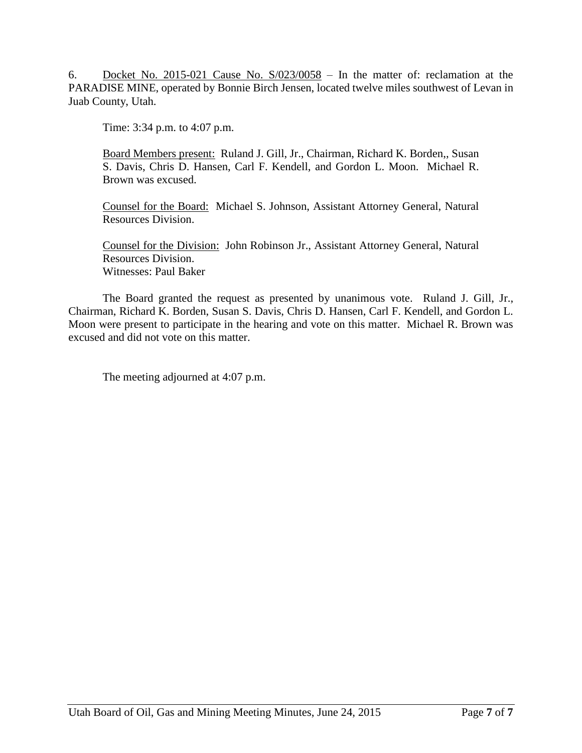6. Docket No. 2015-021 Cause No. S/023/0058 – In the matter of: reclamation at the PARADISE MINE, operated by Bonnie Birch Jensen, located twelve miles southwest of Levan in Juab County, Utah.

Time: 3:34 p.m. to 4:07 p.m.

Board Members present: Ruland J. Gill, Jr., Chairman, Richard K. Borden,, Susan S. Davis, Chris D. Hansen, Carl F. Kendell, and Gordon L. Moon. Michael R. Brown was excused.

Counsel for the Board: Michael S. Johnson, Assistant Attorney General, Natural Resources Division.

Counsel for the Division: John Robinson Jr., Assistant Attorney General, Natural Resources Division.
Witnesses: Paul Baker

The Board granted the request as presented by unanimous vote. Ruland J. Gill, Jr., Chairman, Richard K. Borden, Susan S. Davis, Chris D. Hansen, Carl F. Kendell, and Gordon L. Moon were present to participate in the hearing and vote on this matter. Michael R. Brown was excused and did not vote on this matter.

The meeting adjourned at 4:07 p.m.